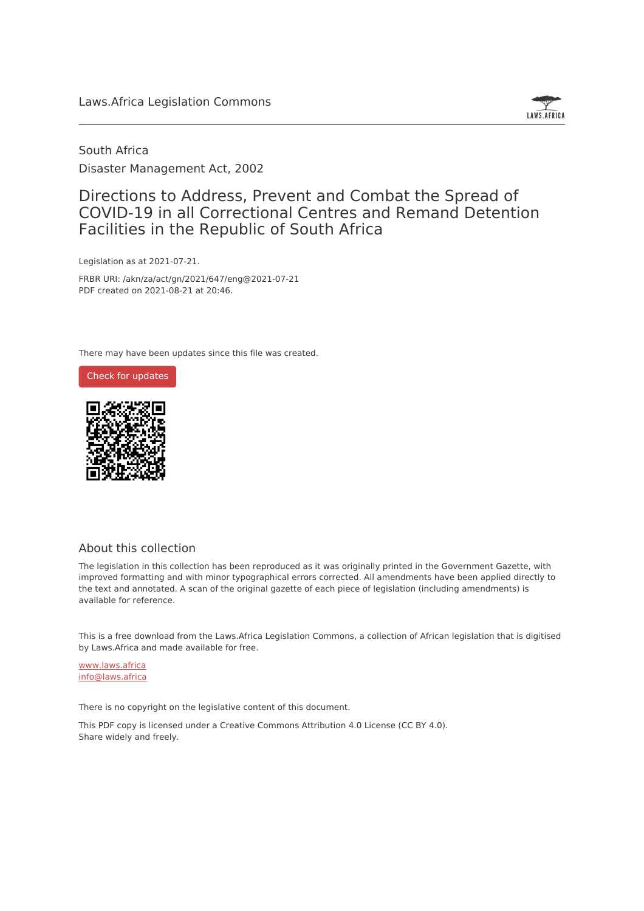Laws.Africa Legislation Commons

South Africa

Disaster Management Act, 2002

# Directions to Address, Prevent and Combat the Spread of COVID-19 in all Correctional Centres and Remand Detention Facilities in the Republic of South Africa

Legislation as at 2021-07-21.

FRBR URI: /akn/za/act/gn/2021/647/eng@2021-07-21

PDF created on 2021-08-21 at 20:46.

There may have been updates since this file was created.

Check for updates

## About this collection

The legislation in this collection has been reproduced as it was originally printed in the Government Gazette, with improved formatting and with minor typographical errors corrected. All amendments have been applied directly to the text and annotated. A scan of the original gazette of each piece of legislation (including amendments) is available for reference.

This is a free download from the Laws.Africa Legislation Commons, a collection of African legislation that is digitised by Laws.Africa and made available for free.

www.laws.africa

info@laws.africa

There is no copyright on the legislative content of this document.

This PDF copy is licensed under a Creative Commons Attribution 4.0 License (CC BY 4.0).
Share widely and freely.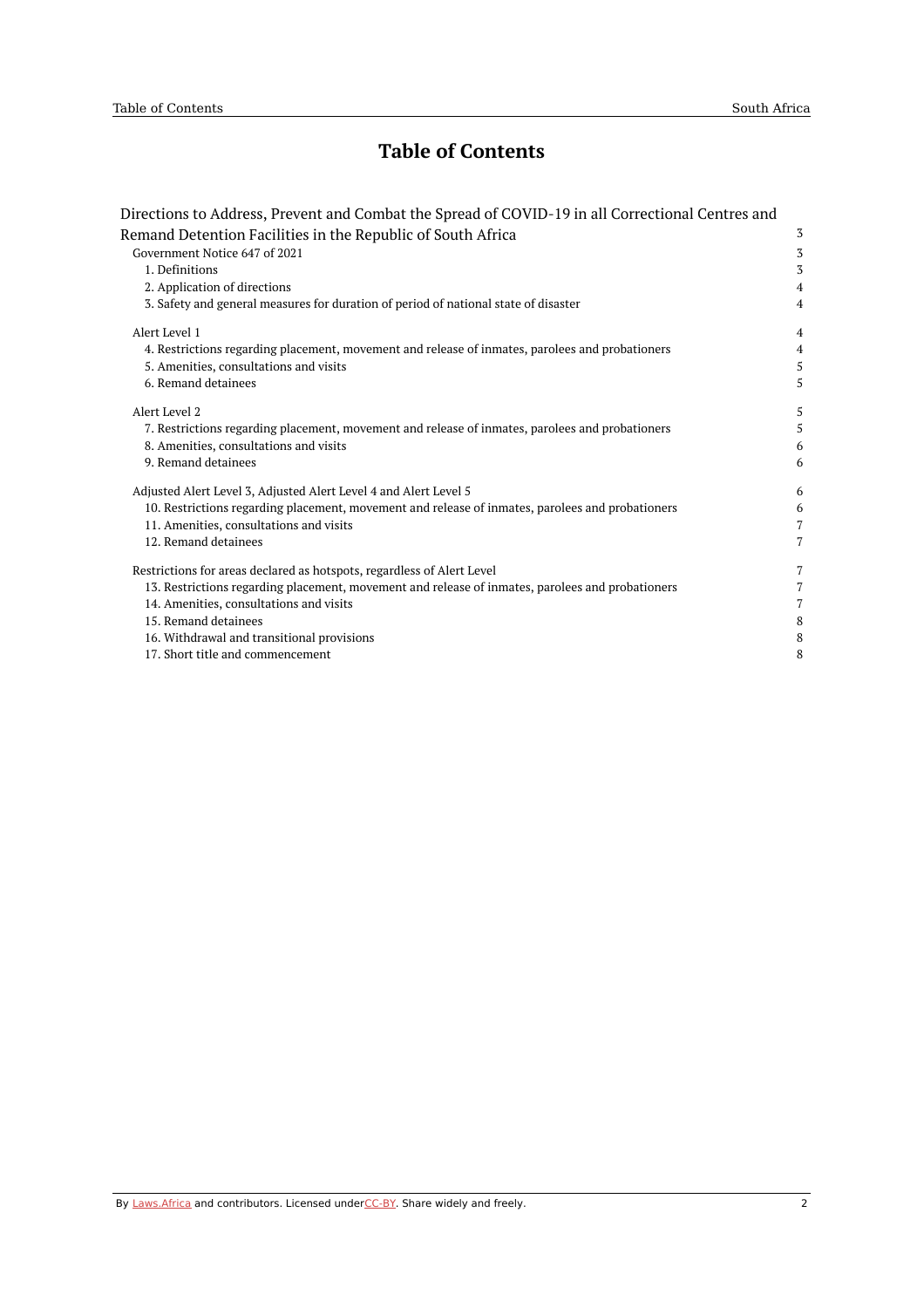# Table of Contents

Directions to Address, Prevent and Combat the Spread of COVID-19 in all Correctional Centres and Remand Detention Facilities in the Republic of South Africa — 3

- Government Notice 647 of 2021 — 3
  - 1. Definitions — 3
  - 2. Application of directions — 4
  - 3. Safety and general measures for duration of period of national state of disaster — 4
- Alert Level 1 — 4
  - 4. Restrictions regarding placement, movement and release of inmates, parolees and probationers — 4
  - 5. Amenities, consultations and visits — 5
  - 6. Remand detainees — 5
- Alert Level 2 — 5
  - 7. Restrictions regarding placement, movement and release of inmates, parolees and probationers — 5
  - 8. Amenities, consultations and visits — 6
  - 9. Remand detainees — 6
- Adjusted Alert Level 3, Adjusted Alert Level 4 and Alert Level 5 — 6
  - 10. Restrictions regarding placement, movement and release of inmates, parolees and probationers — 6
  - 11. Amenities, consultations and visits — 7
  - 12. Remand detainees — 7
- Restrictions for areas declared as hotspots, regardless of Alert Level — 7
  - 13. Restrictions regarding placement, movement and release of inmates, parolees and probationers — 7
  - 14. Amenities, consultations and visits — 7
  - 15. Remand detainees — 8
  - 16. Withdrawal and transitional provisions — 8
  - 17. Short title and commencement — 8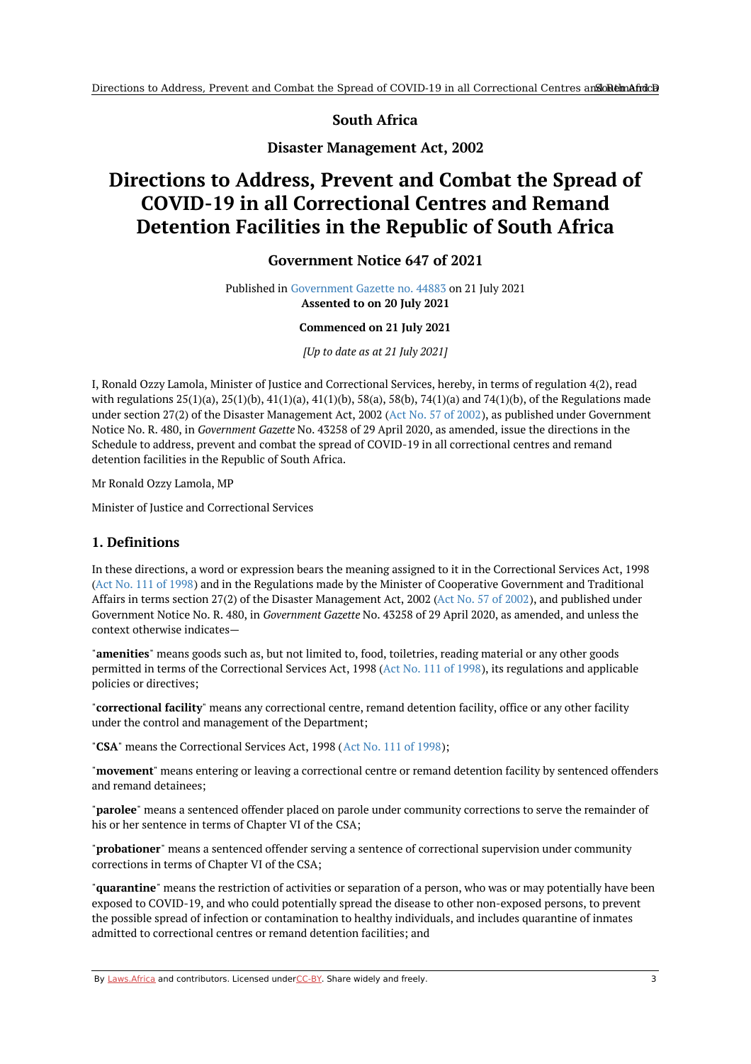**South Africa**

**Disaster Management Act, 2002**

# Directions to Address, Prevent and Combat the Spread of COVID-19 in all Correctional Centres and Remand Detention Facilities in the Republic of South Africa

## Government Notice 647 of 2021

Published in Government Gazette no. 44883 on 21 July 2021
**Assented to on 20 July 2021**

**Commenced on 21 July 2021**

*[Up to date as at 21 July 2021]*

I, Ronald Ozzy Lamola, Minister of Justice and Correctional Services, hereby, in terms of regulation 4(2), read with regulations 25(1)(a), 25(1)(b), 41(1)(a), 41(1)(b), 58(a), 58(b), 74(1)(a) and 74(1)(b), of the Regulations made under section 27(2) of the Disaster Management Act, 2002 (Act No. 57 of 2002), as published under Government Notice No. R. 480, in *Government Gazette* No. 43258 of 29 April 2020, as amended, issue the directions in the Schedule to address, prevent and combat the spread of COVID-19 in all correctional centres and remand detention facilities in the Republic of South Africa.

Mr Ronald Ozzy Lamola, MP

Minister of Justice and Correctional Services

### 1. Definitions

In these directions, a word or expression bears the meaning assigned to it in the Correctional Services Act, 1998 (Act No. 111 of 1998) and in the Regulations made by the Minister of Cooperative Government and Traditional Affairs in terms section 27(2) of the Disaster Management Act, 2002 (Act No. 57 of 2002), and published under Government Notice No. R. 480, in *Government Gazette* No. 43258 of 29 April 2020, as amended, and unless the context otherwise indicates—

"**amenities**" means goods such as, but not limited to, food, toiletries, reading material or any other goods permitted in terms of the Correctional Services Act, 1998 (Act No. 111 of 1998), its regulations and applicable policies or directives;

"**correctional facility**" means any correctional centre, remand detention facility, office or any other facility under the control and management of the Department;

"**CSA**" means the Correctional Services Act, 1998 (Act No. 111 of 1998);

"**movement**" means entering or leaving a correctional centre or remand detention facility by sentenced offenders and remand detainees;

"**parolee**" means a sentenced offender placed on parole under community corrections to serve the remainder of his or her sentence in terms of Chapter VI of the CSA;

"**probationer**" means a sentenced offender serving a sentence of correctional supervision under community corrections in terms of Chapter VI of the CSA;

"**quarantine**" means the restriction of activities or separation of a person, who was or may potentially have been exposed to COVID-19, and who could potentially spread the disease to other non-exposed persons, to prevent the possible spread of infection or contamination to healthy individuals, and includes quarantine of inmates admitted to correctional centres or remand detention facilities; and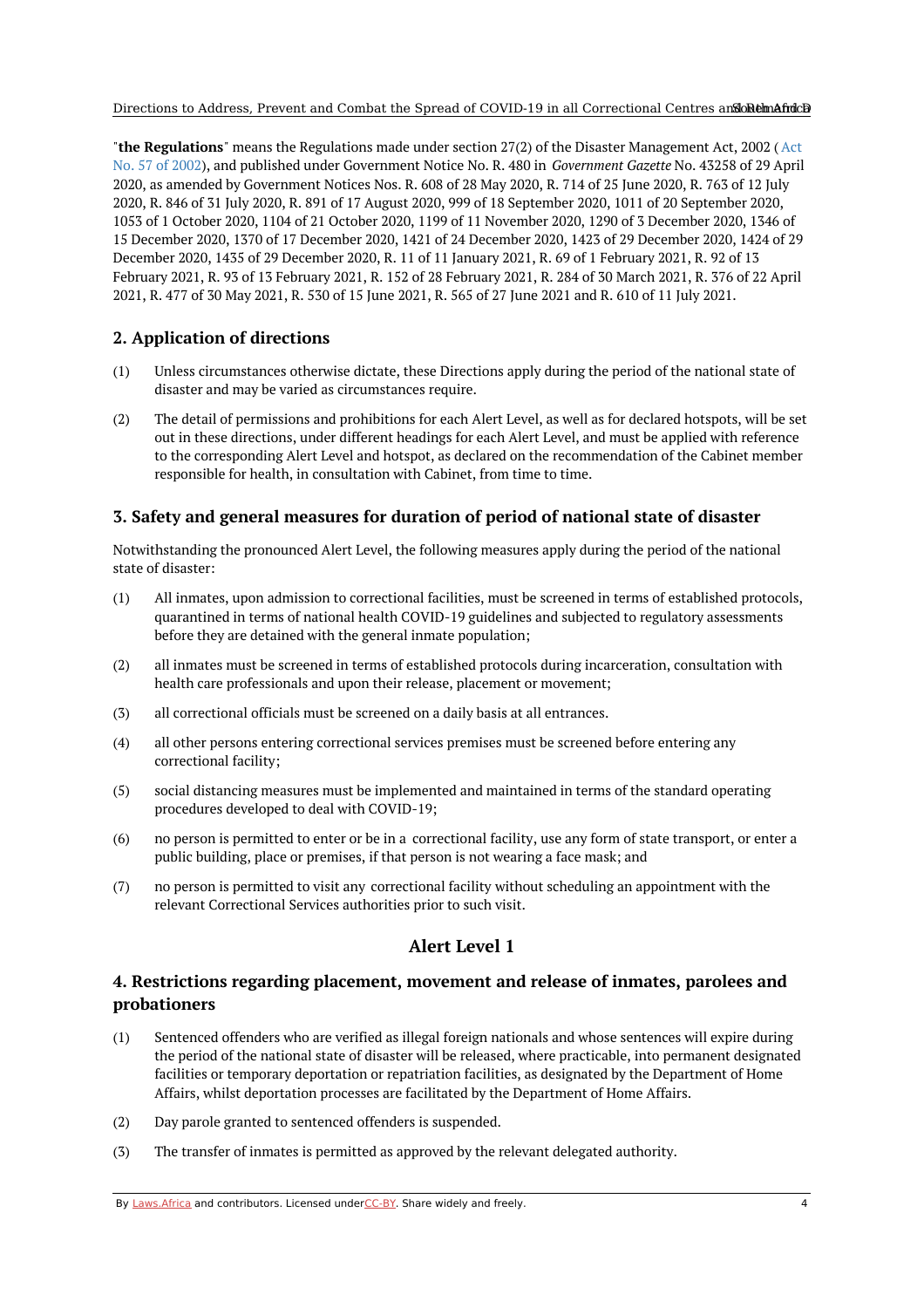"**the Regulations**" means the Regulations made under section 27(2) of the Disaster Management Act, 2002 ( Act No. 57 of 2002), and published under Government Notice No. R. 480 in *Government Gazette* No. 43258 of 29 April 2020, as amended by Government Notices Nos. R. 608 of 28 May 2020, R. 714 of 25 June 2020, R. 763 of 12 July 2020, R. 846 of 31 July 2020, R. 891 of 17 August 2020, 999 of 18 September 2020, 1011 of 20 September 2020, 1053 of 1 October 2020, 1104 of 21 October 2020, 1199 of 11 November 2020, 1290 of 3 December 2020, 1346 of 15 December 2020, 1370 of 17 December 2020, 1421 of 24 December 2020, 1423 of 29 December 2020, 1424 of 29 December 2020, 1435 of 29 December 2020, R. 11 of 11 January 2021, R. 69 of 1 February 2021, R. 92 of 13 February 2021, R. 93 of 13 February 2021, R. 152 of 28 February 2021, R. 284 of 30 March 2021, R. 376 of 22 April 2021, R. 477 of 30 May 2021, R. 530 of 15 June 2021, R. 565 of 27 June 2021 and R. 610 of 11 July 2021.

## 2. Application of directions

(1) Unless circumstances otherwise dictate, these Directions apply during the period of the national state of disaster and may be varied as circumstances require.

(2) The detail of permissions and prohibitions for each Alert Level, as well as for declared hotspots, will be set out in these directions, under different headings for each Alert Level, and must be applied with reference to the corresponding Alert Level and hotspot, as declared on the recommendation of the Cabinet member responsible for health, in consultation with Cabinet, from time to time.

## 3. Safety and general measures for duration of period of national state of disaster

Notwithstanding the pronounced Alert Level, the following measures apply during the period of the national state of disaster:

(1) All inmates, upon admission to correctional facilities, must be screened in terms of established protocols, quarantined in terms of national health COVID-19 guidelines and subjected to regulatory assessments before they are detained with the general inmate population;

(2) all inmates must be screened in terms of established protocols during incarceration, consultation with health care professionals and upon their release, placement or movement;

(3) all correctional officials must be screened on a daily basis at all entrances.

(4) all other persons entering correctional services premises must be screened before entering any correctional facility;

(5) social distancing measures must be implemented and maintained in terms of the standard operating procedures developed to deal with COVID-19;

(6) no person is permitted to enter or be in a correctional facility, use any form of state transport, or enter a public building, place or premises, if that person is not wearing a face mask; and

(7) no person is permitted to visit any correctional facility without scheduling an appointment with the relevant Correctional Services authorities prior to such visit.

# Alert Level 1

## 4. Restrictions regarding placement, movement and release of inmates, parolees and probationers

(1) Sentenced offenders who are verified as illegal foreign nationals and whose sentences will expire during the period of the national state of disaster will be released, where practicable, into permanent designated facilities or temporary deportation or repatriation facilities, as designated by the Department of Home Affairs, whilst deportation processes are facilitated by the Department of Home Affairs.

(2) Day parole granted to sentenced offenders is suspended.

(3) The transfer of inmates is permitted as approved by the relevant delegated authority.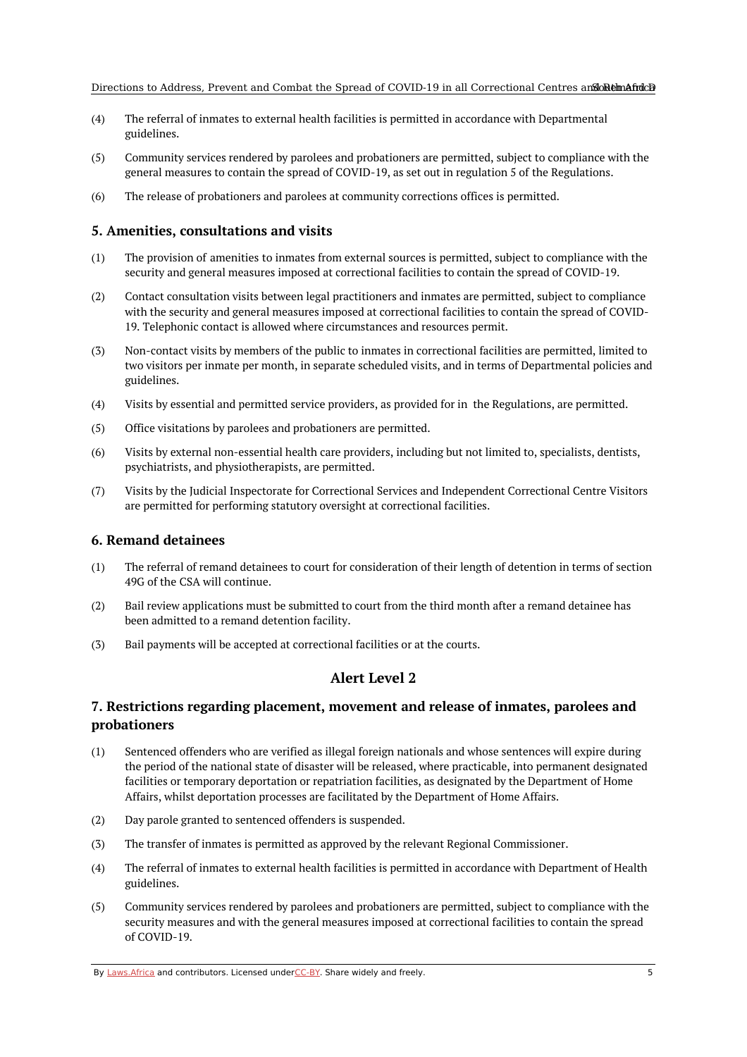(4) The referral of inmates to external health facilities is permitted in accordance with Departmental guidelines.

(5) Community services rendered by parolees and probationers are permitted, subject to compliance with the general measures to contain the spread of COVID-19, as set out in regulation 5 of the Regulations.

(6) The release of probationers and parolees at community corrections offices is permitted.

### 5. Amenities, consultations and visits

(1) The provision of amenities to inmates from external sources is permitted, subject to compliance with the security and general measures imposed at correctional facilities to contain the spread of COVID-19.

(2) Contact consultation visits between legal practitioners and inmates are permitted, subject to compliance with the security and general measures imposed at correctional facilities to contain the spread of COVID-19. Telephonic contact is allowed where circumstances and resources permit.

(3) Non-contact visits by members of the public to inmates in correctional facilities are permitted, limited to two visitors per inmate per month, in separate scheduled visits, and in terms of Departmental policies and guidelines.

(4) Visits by essential and permitted service providers, as provided for in the Regulations, are permitted.

(5) Office visitations by parolees and probationers are permitted.

(6) Visits by external non-essential health care providers, including but not limited to, specialists, dentists, psychiatrists, and physiotherapists, are permitted.

(7) Visits by the Judicial Inspectorate for Correctional Services and Independent Correctional Centre Visitors are permitted for performing statutory oversight at correctional facilities.

### 6. Remand detainees

(1) The referral of remand detainees to court for consideration of their length of detention in terms of section 49G of the CSA will continue.

(2) Bail review applications must be submitted to court from the third month after a remand detainee has been admitted to a remand detention facility.

(3) Bail payments will be accepted at correctional facilities or at the courts.

## Alert Level 2

### 7. Restrictions regarding placement, movement and release of inmates, parolees and probationers

(1) Sentenced offenders who are verified as illegal foreign nationals and whose sentences will expire during the period of the national state of disaster will be released, where practicable, into permanent designated facilities or temporary deportation or repatriation facilities, as designated by the Department of Home Affairs, whilst deportation processes are facilitated by the Department of Home Affairs.

(2) Day parole granted to sentenced offenders is suspended.

(3) The transfer of inmates is permitted as approved by the relevant Regional Commissioner.

(4) The referral of inmates to external health facilities is permitted in accordance with Department of Health guidelines.

(5) Community services rendered by parolees and probationers are permitted, subject to compliance with the security measures and with the general measures imposed at correctional facilities to contain the spread of COVID-19.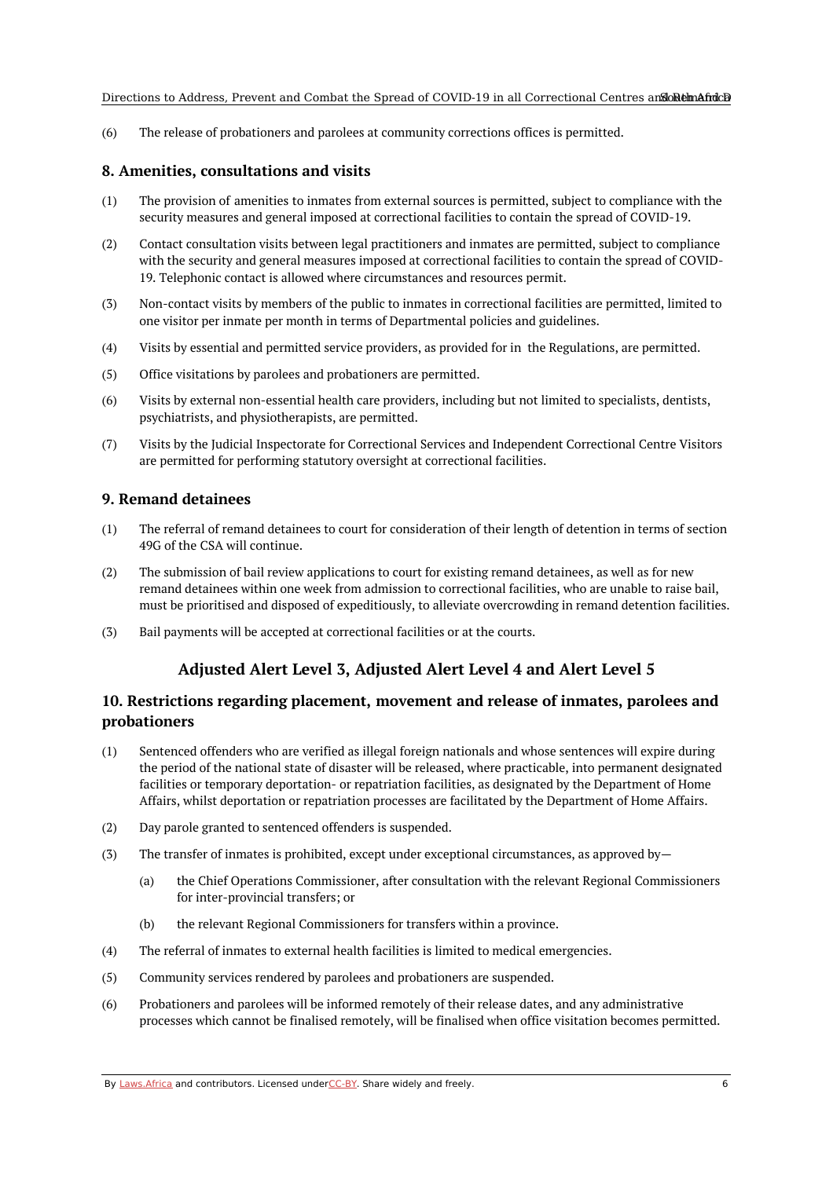(6) The release of probationers and parolees at community corrections offices is permitted.

## 8. Amenities, consultations and visits

(1) The provision of amenities to inmates from external sources is permitted, subject to compliance with the security measures and general imposed at correctional facilities to contain the spread of COVID-19.

(2) Contact consultation visits between legal practitioners and inmates are permitted, subject to compliance with the security and general measures imposed at correctional facilities to contain the spread of COVID-19. Telephonic contact is allowed where circumstances and resources permit.

(3) Non-contact visits by members of the public to inmates in correctional facilities are permitted, limited to one visitor per inmate per month in terms of Departmental policies and guidelines.

(4) Visits by essential and permitted service providers, as provided for in the Regulations, are permitted.

(5) Office visitations by parolees and probationers are permitted.

(6) Visits by external non-essential health care providers, including but not limited to specialists, dentists, psychiatrists, and physiotherapists, are permitted.

(7) Visits by the Judicial Inspectorate for Correctional Services and Independent Correctional Centre Visitors are permitted for performing statutory oversight at correctional facilities.

## 9. Remand detainees

(1) The referral of remand detainees to court for consideration of their length of detention in terms of section 49G of the CSA will continue.

(2) The submission of bail review applications to court for existing remand detainees, as well as for new remand detainees within one week from admission to correctional facilities, who are unable to raise bail, must be prioritised and disposed of expeditiously, to alleviate overcrowding in remand detention facilities.

(3) Bail payments will be accepted at correctional facilities or at the courts.

# Adjusted Alert Level 3, Adjusted Alert Level 4 and Alert Level 5

## 10. Restrictions regarding placement, movement and release of inmates, parolees and probationers

(1) Sentenced offenders who are verified as illegal foreign nationals and whose sentences will expire during the period of the national state of disaster will be released, where practicable, into permanent designated facilities or temporary deportation- or repatriation facilities, as designated by the Department of Home Affairs, whilst deportation or repatriation processes are facilitated by the Department of Home Affairs.

(2) Day parole granted to sentenced offenders is suspended.

(3) The transfer of inmates is prohibited, except under exceptional circumstances, as approved by—

- (a) the Chief Operations Commissioner, after consultation with the relevant Regional Commissioners for inter-provincial transfers; or
- (b) the relevant Regional Commissioners for transfers within a province.

(4) The referral of inmates to external health facilities is limited to medical emergencies.

(5) Community services rendered by parolees and probationers are suspended.

(6) Probationers and parolees will be informed remotely of their release dates, and any administrative processes which cannot be finalised remotely, will be finalised when office visitation becomes permitted.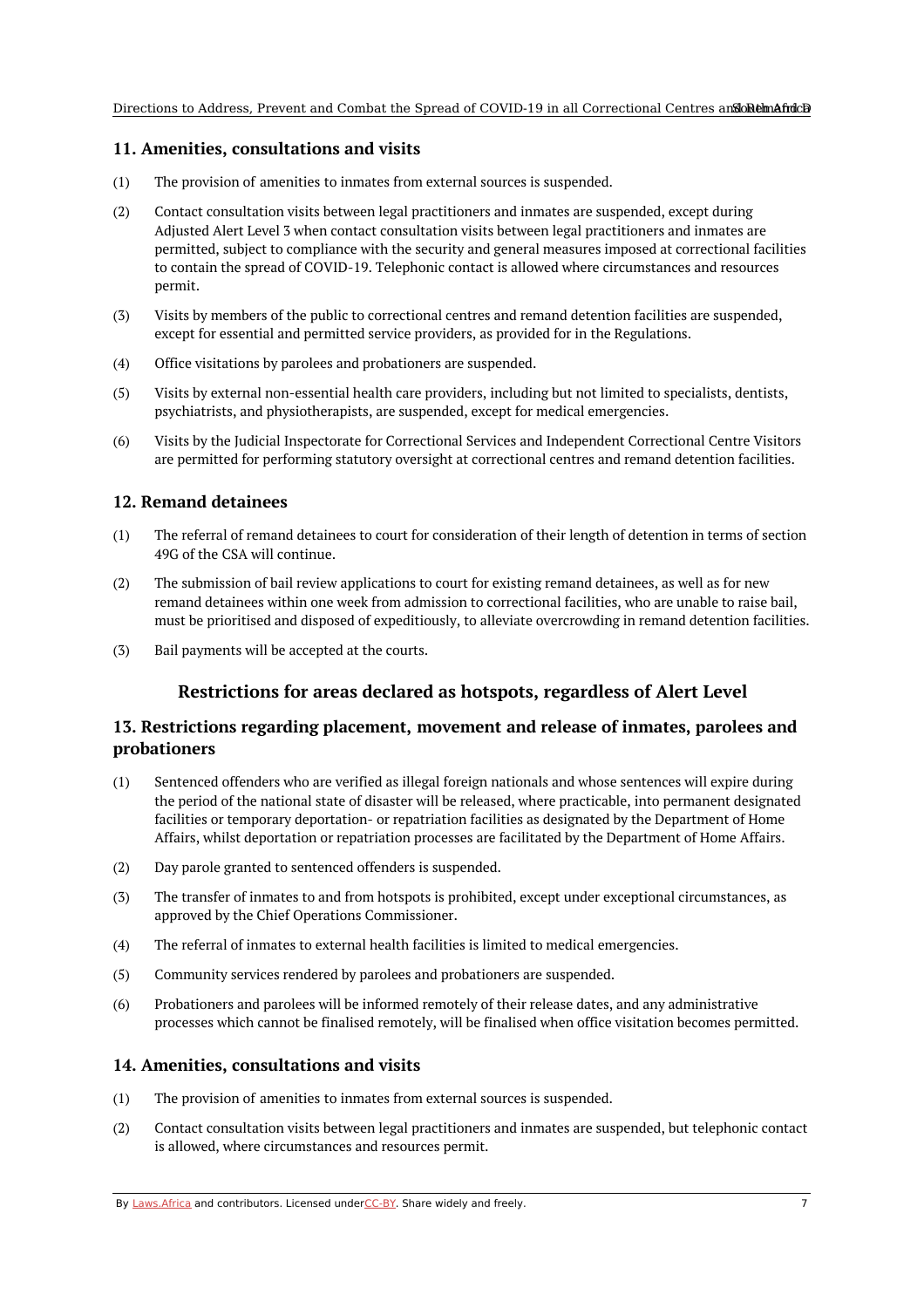## 11. Amenities, consultations and visits

(1) The provision of amenities to inmates from external sources is suspended.

(2) Contact consultation visits between legal practitioners and inmates are suspended, except during Adjusted Alert Level 3 when contact consultation visits between legal practitioners and inmates are permitted, subject to compliance with the security and general measures imposed at correctional facilities to contain the spread of COVID-19. Telephonic contact is allowed where circumstances and resources permit.

(3) Visits by members of the public to correctional centres and remand detention facilities are suspended, except for essential and permitted service providers, as provided for in the Regulations.

(4) Office visitations by parolees and probationers are suspended.

(5) Visits by external non-essential health care providers, including but not limited to specialists, dentists, psychiatrists, and physiotherapists, are suspended, except for medical emergencies.

(6) Visits by the Judicial Inspectorate for Correctional Services and Independent Correctional Centre Visitors are permitted for performing statutory oversight at correctional centres and remand detention facilities.

## 12. Remand detainees

(1) The referral of remand detainees to court for consideration of their length of detention in terms of section 49G of the CSA will continue.

(2) The submission of bail review applications to court for existing remand detainees, as well as for new remand detainees within one week from admission to correctional facilities, who are unable to raise bail, must be prioritised and disposed of expeditiously, to alleviate overcrowding in remand detention facilities.

(3) Bail payments will be accepted at the courts.

# Restrictions for areas declared as hotspots, regardless of Alert Level

## 13. Restrictions regarding placement, movement and release of inmates, parolees and probationers

(1) Sentenced offenders who are verified as illegal foreign nationals and whose sentences will expire during the period of the national state of disaster will be released, where practicable, into permanent designated facilities or temporary deportation- or repatriation facilities as designated by the Department of Home Affairs, whilst deportation or repatriation processes are facilitated by the Department of Home Affairs.

(2) Day parole granted to sentenced offenders is suspended.

(3) The transfer of inmates to and from hotspots is prohibited, except under exceptional circumstances, as approved by the Chief Operations Commissioner.

(4) The referral of inmates to external health facilities is limited to medical emergencies.

(5) Community services rendered by parolees and probationers are suspended.

(6) Probationers and parolees will be informed remotely of their release dates, and any administrative processes which cannot be finalised remotely, will be finalised when office visitation becomes permitted.

## 14. Amenities, consultations and visits

(1) The provision of amenities to inmates from external sources is suspended.

(2) Contact consultation visits between legal practitioners and inmates are suspended, but telephonic contact is allowed, where circumstances and resources permit.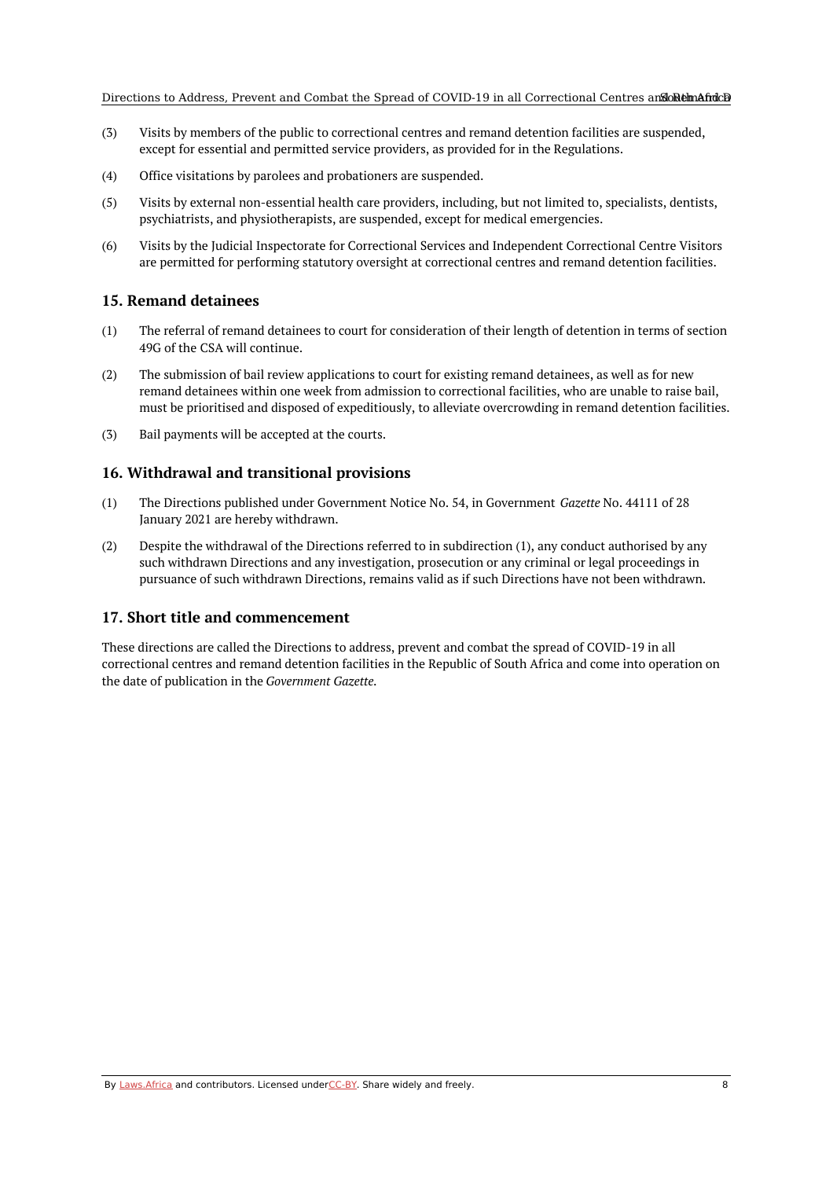(3) Visits by members of the public to correctional centres and remand detention facilities are suspended, except for essential and permitted service providers, as provided for in the Regulations.

(4) Office visitations by parolees and probationers are suspended.

(5) Visits by external non-essential health care providers, including, but not limited to, specialists, dentists, psychiatrists, and physiotherapists, are suspended, except for medical emergencies.

(6) Visits by the Judicial Inspectorate for Correctional Services and Independent Correctional Centre Visitors are permitted for performing statutory oversight at correctional centres and remand detention facilities.

## 15. Remand detainees

(1) The referral of remand detainees to court for consideration of their length of detention in terms of section 49G of the CSA will continue.

(2) The submission of bail review applications to court for existing remand detainees, as well as for new remand detainees within one week from admission to correctional facilities, who are unable to raise bail, must be prioritised and disposed of expeditiously, to alleviate overcrowding in remand detention facilities.

(3) Bail payments will be accepted at the courts.

## 16. Withdrawal and transitional provisions

(1) The Directions published under Government Notice No. 54, in Government *Gazette* No. 44111 of 28 January 2021 are hereby withdrawn.

(2) Despite the withdrawal of the Directions referred to in subdirection (1), any conduct authorised by any such withdrawn Directions and any investigation, prosecution or any criminal or legal proceedings in pursuance of such withdrawn Directions, remains valid as if such Directions have not been withdrawn.

## 17. Short title and commencement

These directions are called the Directions to address, prevent and combat the spread of COVID-19 in all correctional centres and remand detention facilities in the Republic of South Africa and come into operation on the date of publication in the *Government Gazette*.